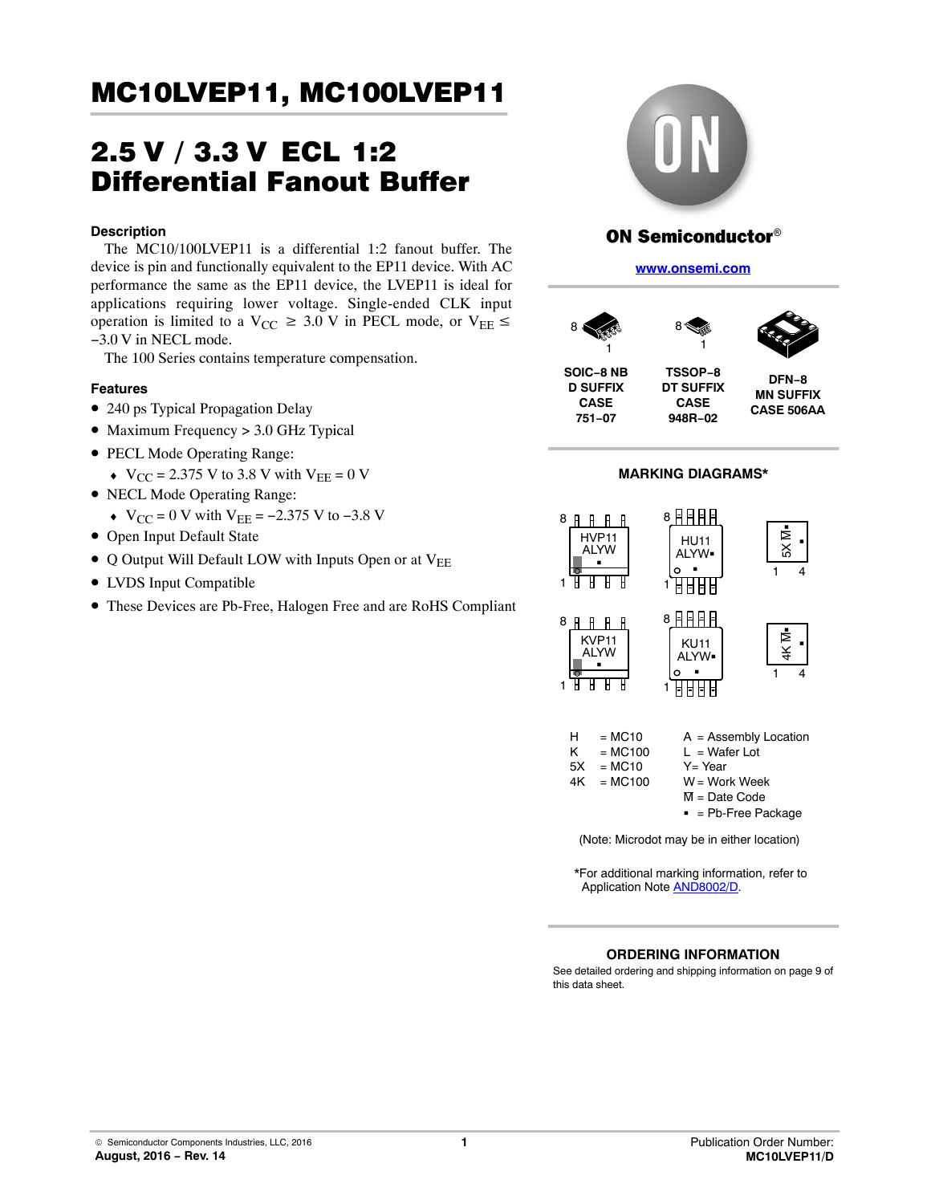# MC10LVEP11, MC100LVEP11

## 2.5 V / 3.3 V ECL 1:2 Differential Fanout Buffer

### Description

The MC10/100LVEP11 is a differential 1:2 fanout buffer. The device is pin and functionally equivalent to the EP11 device. With AC performance the same as the EP11 device, the LVEP11 is ideal for applications requiring lower voltage. Single-ended CLK input operation is limited to a $V_{CC} \geq 3.0$ V in PECL mode, or $V_{EE} \leq -3.0$ V in NECL mode.

The 100 Series contains temperature compensation.

### Features

- 240 ps Typical Propagation Delay
- Maximum Frequency > 3.0 GHz Typical
- PECL Mode Operating Range:
  - $V_{CC}$ = 2.375 V to 3.8 V with $V_{EE}$ = 0 V
- NECL Mode Operating Range:
  - $V_{CC}$ = 0 V with $V_{EE}$ = −2.375 V to −3.8 V
- Open Input Default State
- Q Output Will Default LOW with Inputs Open or at $V_{EE}$
- LVDS Input Compatible
- These Devices are Pb-Free, Halogen Free and are RoHS Compliant

ON Semiconductor®

www.onsemi.com

SOIC−8 NB
D SUFFIX
CASE
751−07

TSSOP−8
DT SUFFIX
CASE
948R−02

DFN−8
MN SUFFIX
CASE 506AA

### MARKING DIAGRAMS*

HVP11
ALYW
▪

HU11
ALYW▪

5X M▪

KVP11
ALYW
▪

KU11
ALYW▪

4K M▪

| | | | |
|---|---|---|---|
| H | = MC10 | A | = Assembly Location |
| K | = MC100 | L | = Wafer Lot |
| 5X | = MC10 | Y | = Year |
| 4K | = MC100 | W | = Work Week |
| | | M | = Date Code |
| | | ▪ | = Pb-Free Package |

(Note: Microdot may be in either location)

*For additional marking information, refer to Application Note AND8002/D.

### ORDERING INFORMATION

See detailed ordering and shipping information on page 9 of this data sheet.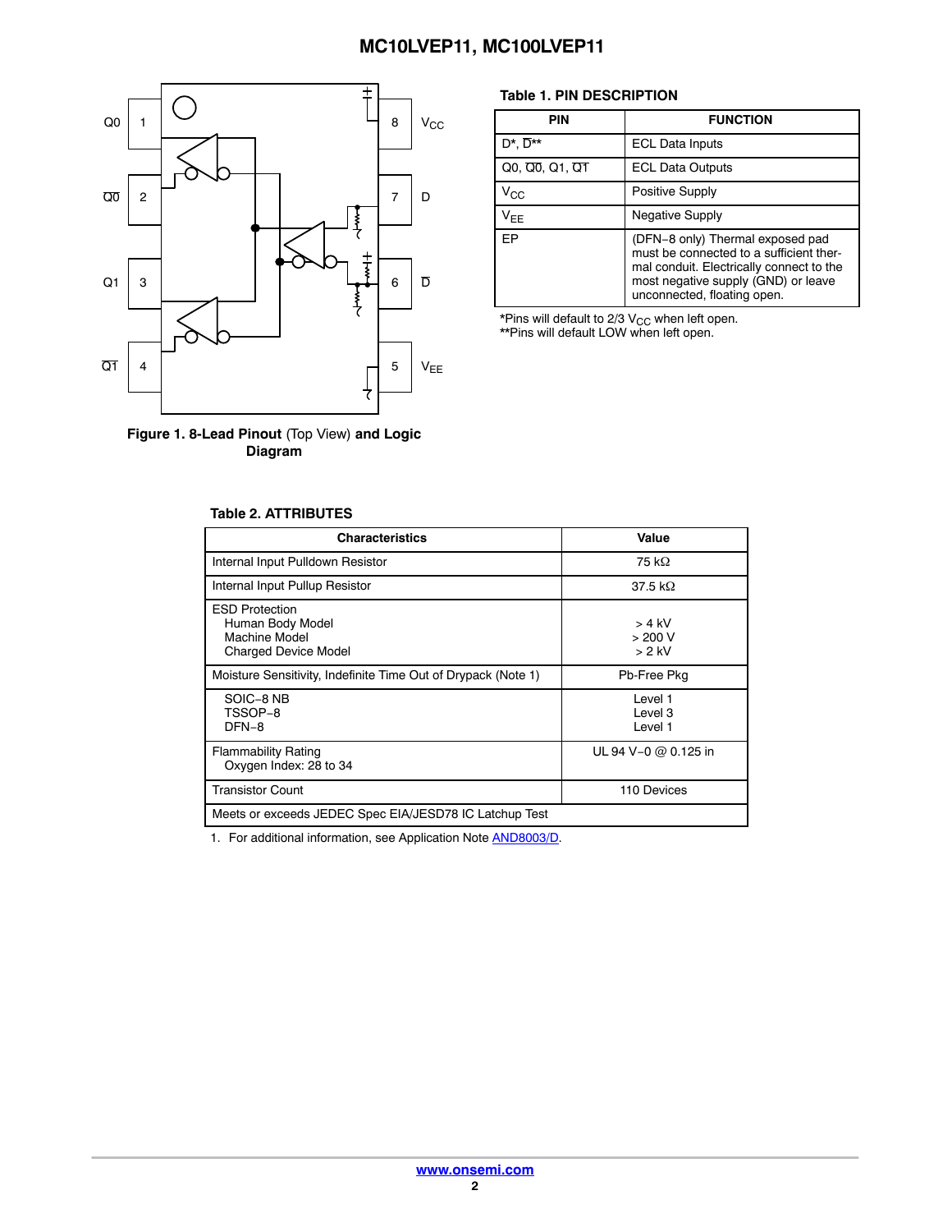Figure 1. 8-Lead Pinout (Top View) and Logic Diagram

**Table 1. PIN DESCRIPTION**

| PIN | FUNCTION |
|---|---|
| D*, D̅** | ECL Data Inputs |
| Q0, Q̅0̅, Q1, Q̅1̅ | ECL Data Outputs |
| $V_{CC}$ | Positive Supply |
| $V_{EE}$ | Negative Supply |
| EP | (DFN−8 only) Thermal exposed pad must be connected to a sufficient thermal conduit. Electrically connect to the most negative supply (GND) or leave unconnected, floating open. |

*Pins will default to 2/3 $V_{CC}$ when left open.
**Pins will default LOW when left open.

**Table 2. ATTRIBUTES**

| Characteristics | Value |
|---|---|
| Internal Input Pulldown Resistor | 75 kΩ |
| Internal Input Pullup Resistor | 37.5 kΩ |
| ESD Protection<br>Human Body Model<br>Machine Model<br>Charged Device Model | <br>> 4 kV<br>> 200 V<br>> 2 kV |
| Moisture Sensitivity, Indefinite Time Out of Drypack (Note 1) | Pb-Free Pkg |
| SOIC−8 NB<br>TSSOP−8<br>DFN−8 | Level 1<br>Level 3<br>Level 1 |
| Flammability Rating<br>Oxygen Index: 28 to 34 | UL 94 V−0 @ 0.125 in |
| Transistor Count | 110 Devices |
| Meets or exceeds JEDEC Spec EIA/JESD78 IC Latchup Test | |

1. For additional information, see Application Note AND8003/D.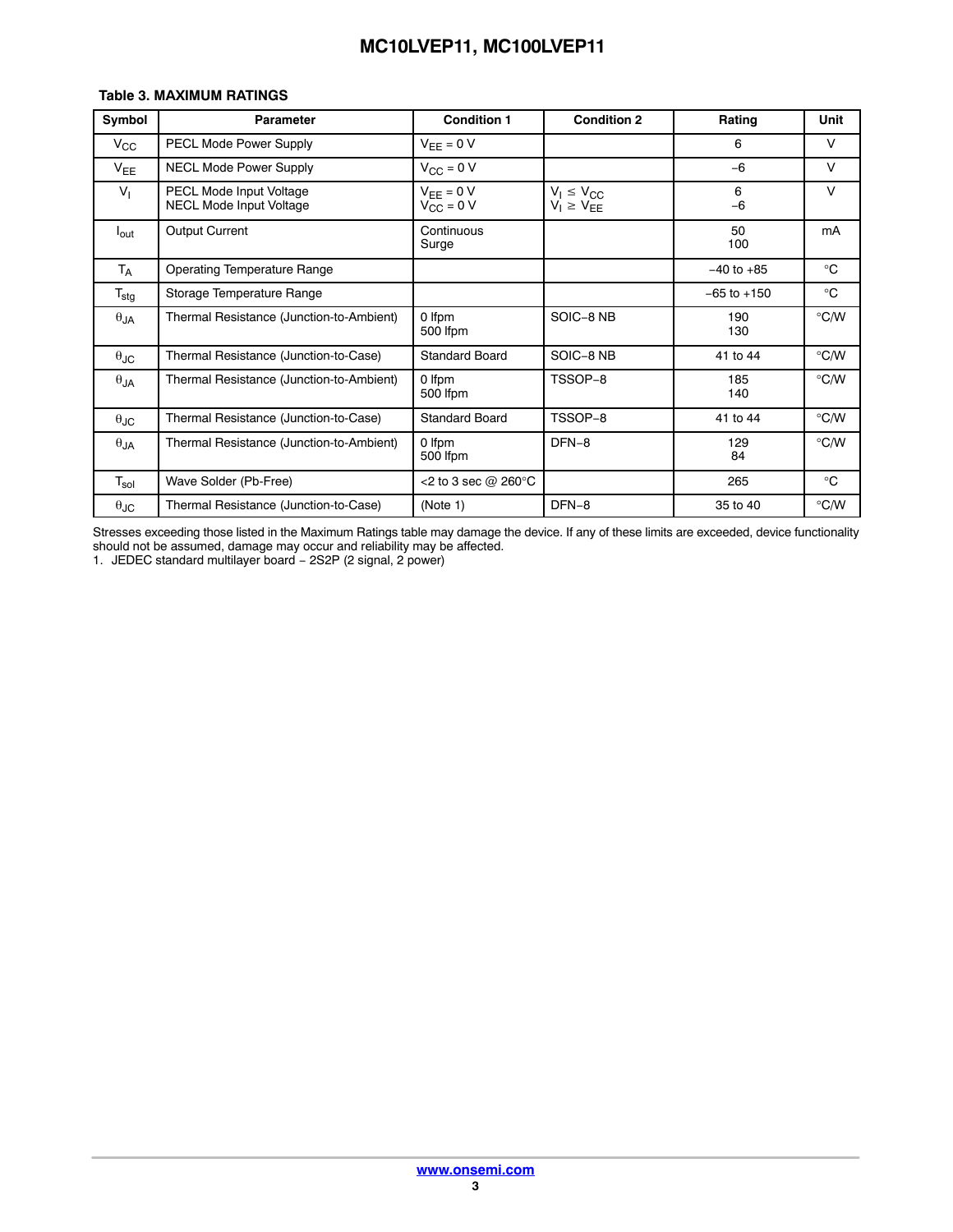**Table 3. MAXIMUM RATINGS**

| Symbol | Parameter | Condition 1 | Condition 2 | Rating | Unit |
| --- | --- | --- | --- | --- | --- |
| $V_{CC}$ | PECL Mode Power Supply | $V_{EE}$ = 0 V | | 6 | V |
| $V_{EE}$ | NECL Mode Power Supply | $V_{CC}$ = 0 V | | −6 | V |
| $V_I$ | PECL Mode Input Voltage<br>NECL Mode Input Voltage | $V_{EE}$ = 0 V<br>$V_{CC}$ = 0 V | $V_I \leq V_{CC}$<br>$V_I \geq V_{EE}$ | 6<br>−6 | V |
| $I_{out}$ | Output Current | Continuous<br>Surge | | 50<br>100 | mA |
| $T_A$ | Operating Temperature Range | | | −40 to +85 | °C |
| $T_{stg}$ | Storage Temperature Range | | | −65 to +150 | °C |
| $\theta_{JA}$ | Thermal Resistance (Junction-to-Ambient) | 0 lfpm<br>500 lfpm | SOIC−8 NB | 190<br>130 | °C/W |
| $\theta_{JC}$ | Thermal Resistance (Junction-to-Case) | Standard Board | SOIC−8 NB | 41 to 44 | °C/W |
| $\theta_{JA}$ | Thermal Resistance (Junction-to-Ambient) | 0 lfpm<br>500 lfpm | TSSOP−8 | 185<br>140 | °C/W |
| $\theta_{JC}$ | Thermal Resistance (Junction-to-Case) | Standard Board | TSSOP−8 | 41 to 44 | °C/W |
| $\theta_{JA}$ | Thermal Resistance (Junction-to-Ambient) | 0 lfpm<br>500 lfpm | DFN−8 | 129<br>84 | °C/W |
| $T_{sol}$ | Wave Solder (Pb-Free) | <2 to 3 sec @ 260°C | | 265 | °C |
| $\theta_{JC}$ | Thermal Resistance (Junction-to-Case) | (Note 1) | DFN−8 | 35 to 40 | °C/W |

Stresses exceeding those listed in the Maximum Ratings table may damage the device. If any of these limits are exceeded, device functionality should not be assumed, damage may occur and reliability may be affected.

1. JEDEC standard multilayer board − 2S2P (2 signal, 2 power)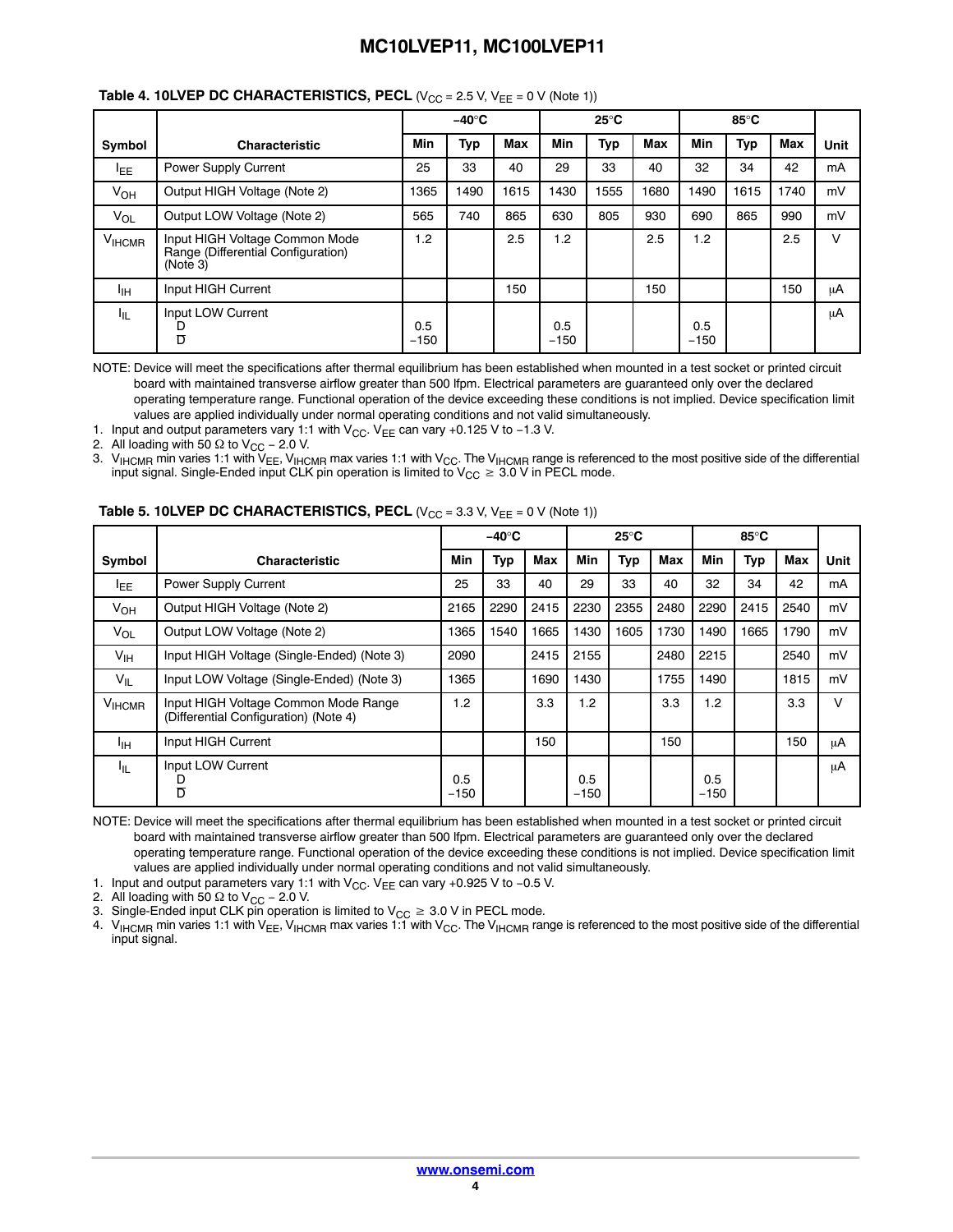**Table 4. 10LVEP DC CHARACTERISTICS, PECL** ($V_{CC}$ = 2.5 V, $V_{EE}$ = 0 V (Note 1))

| Symbol | Characteristic | −40°C | | | 25°C | | | 85°C | | | Unit |
|---|---|---|---|---|---|---|---|---|---|---|---|
| | | Min | Typ | Max | Min | Typ | Max | Min | Typ | Max | |
| $I_{EE}$ | Power Supply Current | 25 | 33 | 40 | 29 | 33 | 40 | 32 | 34 | 42 | mA |
| $V_{OH}$ | Output HIGH Voltage (Note 2) | 1365 | 1490 | 1615 | 1430 | 1555 | 1680 | 1490 | 1615 | 1740 | mV |
| $V_{OL}$ | Output LOW Voltage (Note 2) | 565 | 740 | 865 | 630 | 805 | 930 | 690 | 865 | 990 | mV |
| $V_{IHCMR}$ | Input HIGH Voltage Common Mode Range (Differential Configuration) (Note 3) | 1.2 | | 2.5 | 1.2 | | 2.5 | 1.2 | | 2.5 | V |
| $I_{IH}$ | Input HIGH Current | | | 150 | | | 150 | | | 150 | μA |
| $I_{IL}$ | Input LOW Current<br>D<br>$\overline{D}$ | <br>0.5<br>−150 | | | <br>0.5<br>−150 | | | <br>0.5<br>−150 | | | μA |

NOTE: Device will meet the specifications after thermal equilibrium has been established when mounted in a test socket or printed circuit board with maintained transverse airflow greater than 500 lfpm. Electrical parameters are guaranteed only over the declared operating temperature range. Functional operation of the device exceeding these conditions is not implied. Device specification limit values are applied individually under normal operating conditions and not valid simultaneously.

1. Input and output parameters vary 1:1 with $V_{CC}$. $V_{EE}$ can vary +0.125 V to −1.3 V.
2. All loading with 50 Ω to $V_{CC}$ − 2.0 V.
3. $V_{IHCMR}$ min varies 1:1 with $V_{EE}$, $V_{IHCMR}$ max varies 1:1 with $V_{CC}$. The $V_{IHCMR}$ range is referenced to the most positive side of the differential input signal. Single-Ended input CLK pin operation is limited to $V_{CC}$ ≥ 3.0 V in PECL mode.

**Table 5. 10LVEP DC CHARACTERISTICS, PECL** ($V_{CC}$ = 3.3 V, $V_{EE}$ = 0 V (Note 1))

| Symbol | Characteristic | −40°C | | | 25°C | | | 85°C | | | Unit |
|---|---|---|---|---|---|---|---|---|---|---|---|
| | | Min | Typ | Max | Min | Typ | Max | Min | Typ | Max | |
| $I_{EE}$ | Power Supply Current | 25 | 33 | 40 | 29 | 33 | 40 | 32 | 34 | 42 | mA |
| $V_{OH}$ | Output HIGH Voltage (Note 2) | 2165 | 2290 | 2415 | 2230 | 2355 | 2480 | 2290 | 2415 | 2540 | mV |
| $V_{OL}$ | Output LOW Voltage (Note 2) | 1365 | 1540 | 1665 | 1430 | 1605 | 1730 | 1490 | 1665 | 1790 | mV |
| $V_{IH}$ | Input HIGH Voltage (Single-Ended) (Note 3) | 2090 | | 2415 | 2155 | | 2480 | 2215 | | 2540 | mV |
| $V_{IL}$ | Input LOW Voltage (Single-Ended) (Note 3) | 1365 | | 1690 | 1430 | | 1755 | 1490 | | 1815 | mV |
| $V_{IHCMR}$ | Input HIGH Voltage Common Mode Range (Differential Configuration) (Note 4) | 1.2 | | 3.3 | 1.2 | | 3.3 | 1.2 | | 3.3 | V |
| $I_{IH}$ | Input HIGH Current | | | 150 | | | 150 | | | 150 | μA |
| $I_{IL}$ | Input LOW Current<br>D<br>$\overline{D}$ | <br>0.5<br>−150 | | | <br>0.5<br>−150 | | | <br>0.5<br>−150 | | | μA |

NOTE: Device will meet the specifications after thermal equilibrium has been established when mounted in a test socket or printed circuit board with maintained transverse airflow greater than 500 lfpm. Electrical parameters are guaranteed only over the declared operating temperature range. Functional operation of the device exceeding these conditions is not implied. Device specification limit values are applied individually under normal operating conditions and not valid simultaneously.

1. Input and output parameters vary 1:1 with $V_{CC}$. $V_{EE}$ can vary +0.925 V to −0.5 V.
2. All loading with 50 Ω to $V_{CC}$ − 2.0 V.
3. Single-Ended input CLK pin operation is limited to $V_{CC}$ ≥ 3.0 V in PECL mode.
4. $V_{IHCMR}$ min varies 1:1 with $V_{EE}$, $V_{IHCMR}$ max varies 1:1 with $V_{CC}$. The $V_{IHCMR}$ range is referenced to the most positive side of the differential input signal.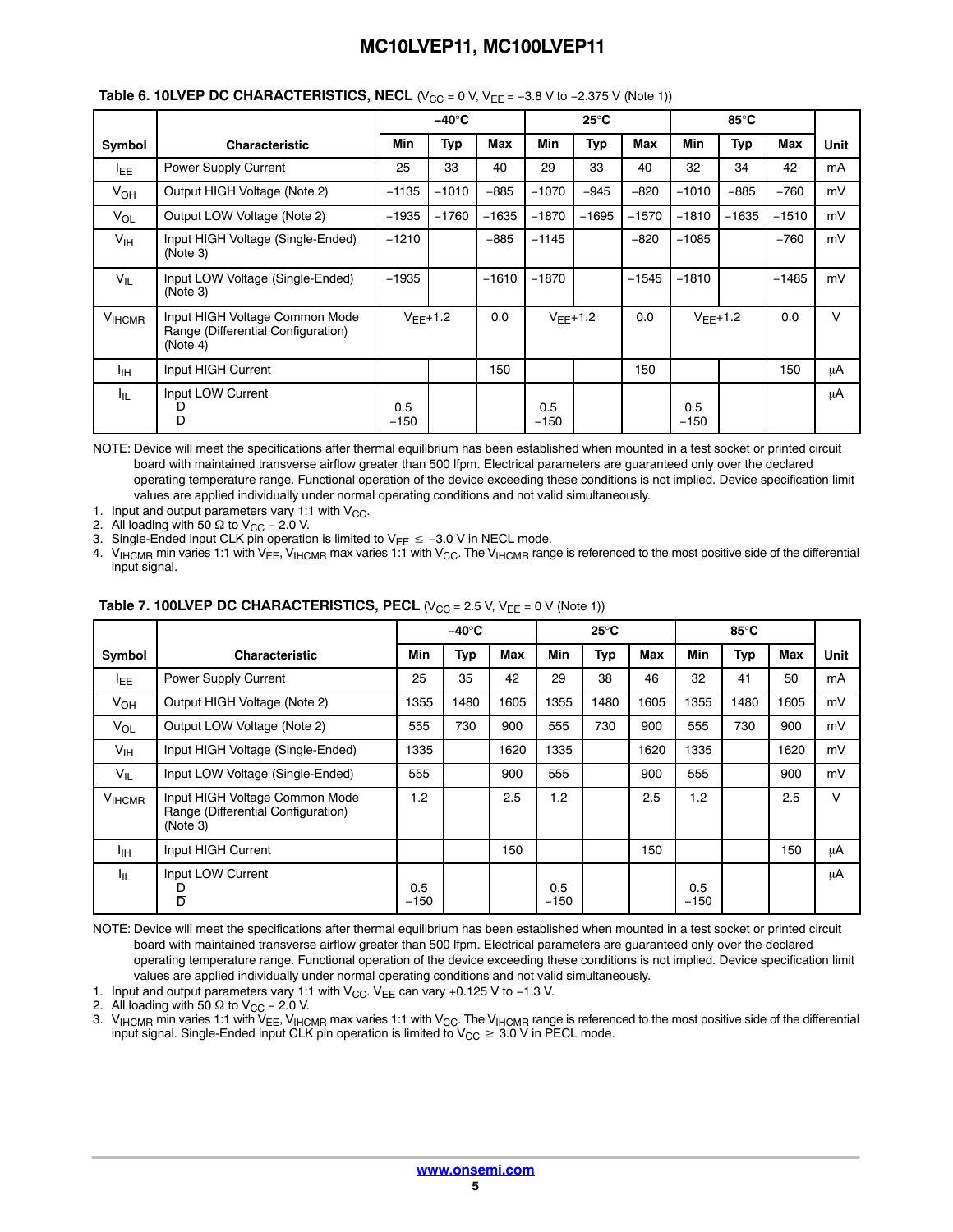**Table 6. 10LVEP DC CHARACTERISTICS, NECL** ($V_{CC}$ = 0 V, $V_{EE}$ = −3.8 V to −2.375 V (Note 1))

| Symbol | Characteristic | −40°C | | | 25°C | | | 85°C | | | Unit |
|---|---|---|---|---|---|---|---|---|---|---|---|
| | | Min | Typ | Max | Min | Typ | Max | Min | Typ | Max | |
| $I_{EE}$ | Power Supply Current | 25 | 33 | 40 | 29 | 33 | 40 | 32 | 34 | 42 | mA |
| $V_{OH}$ | Output HIGH Voltage (Note 2) | −1135 | −1010 | −885 | −1070 | −945 | −820 | −1010 | −885 | −760 | mV |
| $V_{OL}$ | Output LOW Voltage (Note 2) | −1935 | −1760 | −1635 | −1870 | −1695 | −1570 | −1810 | −1635 | −1510 | mV |
| $V_{IH}$ | Input HIGH Voltage (Single-Ended) (Note 3) | −1210 | | −885 | −1145 | | −820 | −1085 | | −760 | mV |
| $V_{IL}$ | Input LOW Voltage (Single-Ended) (Note 3) | −1935 | | −1610 | −1870 | | −1545 | −1810 | | −1485 | mV |
| $V_{IHCMR}$ | Input HIGH Voltage Common Mode Range (Differential Configuration) (Note 4) | $V_{EE}$+1.2 | | 0.0 | $V_{EE}$+1.2 | | 0.0 | $V_{EE}$+1.2 | | 0.0 | V |
| $I_{IH}$ | Input HIGH Current | | | 150 | | | 150 | | | 150 | μA |
| $I_{IL}$ | Input LOW Current D / $\overline{D}$ | 0.5 / −150 | | | 0.5 / −150 | | | 0.5 / −150 | | | μA |

NOTE: Device will meet the specifications after thermal equilibrium has been established when mounted in a test socket or printed circuit board with maintained transverse airflow greater than 500 lfpm. Electrical parameters are guaranteed only over the declared operating temperature range. Functional operation of the device exceeding these conditions is not implied. Device specification limit values are applied individually under normal operating conditions and not valid simultaneously.

1. Input and output parameters vary 1:1 with $V_{CC}$.
2. All loading with 50 Ω to $V_{CC}$ − 2.0 V.
3. Single-Ended input CLK pin operation is limited to $V_{EE}$ ≤ −3.0 V in NECL mode.
4. $V_{IHCMR}$ min varies 1:1 with $V_{EE}$, $V_{IHCMR}$ max varies 1:1 with $V_{CC}$. The $V_{IHCMR}$ range is referenced to the most positive side of the differential input signal.

**Table 7. 100LVEP DC CHARACTERISTICS, PECL** ($V_{CC}$ = 2.5 V, $V_{EE}$ = 0 V (Note 1))

| Symbol | Characteristic | −40°C | | | 25°C | | | 85°C | | | Unit |
|---|---|---|---|---|---|---|---|---|---|---|---|
| | | Min | Typ | Max | Min | Typ | Max | Min | Typ | Max | |
| $I_{EE}$ | Power Supply Current | 25 | 35 | 42 | 29 | 38 | 46 | 32 | 41 | 50 | mA |
| $V_{OH}$ | Output HIGH Voltage (Note 2) | 1355 | 1480 | 1605 | 1355 | 1480 | 1605 | 1355 | 1480 | 1605 | mV |
| $V_{OL}$ | Output LOW Voltage (Note 2) | 555 | 730 | 900 | 555 | 730 | 900 | 555 | 730 | 900 | mV |
| $V_{IH}$ | Input HIGH Voltage (Single-Ended) | 1335 | | 1620 | 1335 | | 1620 | 1335 | | 1620 | mV |
| $V_{IL}$ | Input LOW Voltage (Single-Ended) | 555 | | 900 | 555 | | 900 | 555 | | 900 | mV |
| $V_{IHCMR}$ | Input HIGH Voltage Common Mode Range (Differential Configuration) (Note 3) | 1.2 | | 2.5 | 1.2 | | 2.5 | 1.2 | | 2.5 | V |
| $I_{IH}$ | Input HIGH Current | | | 150 | | | 150 | | | 150 | μA |
| $I_{IL}$ | Input LOW Current D / $\overline{D}$ | 0.5 / −150 | | | 0.5 / −150 | | | 0.5 / −150 | | | μA |

NOTE: Device will meet the specifications after thermal equilibrium has been established when mounted in a test socket or printed circuit board with maintained transverse airflow greater than 500 lfpm. Electrical parameters are guaranteed only over the declared operating temperature range. Functional operation of the device exceeding these conditions is not implied. Device specification limit values are applied individually under normal operating conditions and not valid simultaneously.

1. Input and output parameters vary 1:1 with $V_{CC}$. $V_{EE}$ can vary +0.125 V to −1.3 V.
2. All loading with 50 Ω to $V_{CC}$ − 2.0 V.
3. $V_{IHCMR}$ min varies 1:1 with $V_{EE}$, $V_{IHCMR}$ max varies 1:1 with $V_{CC}$. The $V_{IHCMR}$ range is referenced to the most positive side of the differential input signal. Single-Ended input CLK pin operation is limited to $V_{CC}$ ≥ 3.0 V in PECL mode.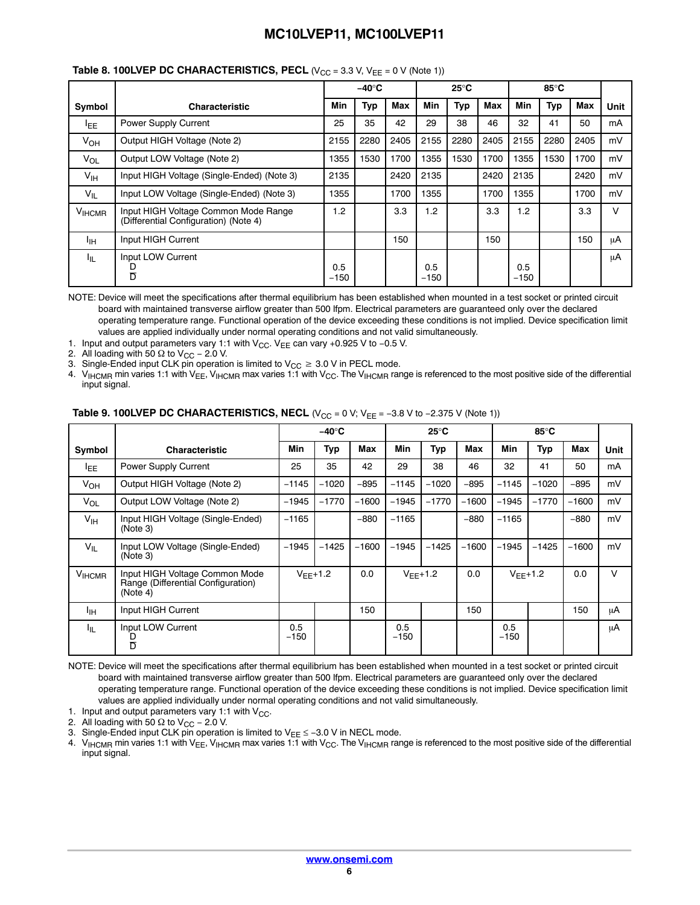**Table 8. 100LVEP DC CHARACTERISTICS, PECL** ($V_{CC}$ = 3.3 V, $V_{EE}$ = 0 V (Note 1))

| Symbol | Characteristic | −40°C | | | 25°C | | | 85°C | | | Unit |
|---|---|---|---|---|---|---|---|---|---|---|---|
| | | Min | Typ | Max | Min | Typ | Max | Min | Typ | Max | |
| $I_{EE}$ | Power Supply Current | 25 | 35 | 42 | 29 | 38 | 46 | 32 | 41 | 50 | mA |
| $V_{OH}$ | Output HIGH Voltage (Note 2) | 2155 | 2280 | 2405 | 2155 | 2280 | 2405 | 2155 | 2280 | 2405 | mV |
| $V_{OL}$ | Output LOW Voltage (Note 2) | 1355 | 1530 | 1700 | 1355 | 1530 | 1700 | 1355 | 1530 | 1700 | mV |
| $V_{IH}$ | Input HIGH Voltage (Single-Ended) (Note 3) | 2135 | | 2420 | 2135 | | 2420 | 2135 | | 2420 | mV |
| $V_{IL}$ | Input LOW Voltage (Single-Ended) (Note 3) | 1355 | | 1700 | 1355 | | 1700 | 1355 | | 1700 | mV |
| $V_{IHCMR}$ | Input HIGH Voltage Common Mode Range (Differential Configuration) (Note 4) | 1.2 | | 3.3 | 1.2 | | 3.3 | 1.2 | | 3.3 | V |
| $I_{IH}$ | Input HIGH Current | | | 150 | | | 150 | | | 150 | μA |
| $I_{IL}$ | Input LOW Current<br>D<br>$\overline{D}$ | 0.5<br>−150 | | | 0.5<br>−150 | | | 0.5<br>−150 | | | μA |

NOTE: Device will meet the specifications after thermal equilibrium has been established when mounted in a test socket or printed circuit board with maintained transverse airflow greater than 500 lfpm. Electrical parameters are guaranteed only over the declared operating temperature range. Functional operation of the device exceeding these conditions is not implied. Device specification limit values are applied individually under normal operating conditions and not valid simultaneously.

1. Input and output parameters vary 1:1 with $V_{CC}$. $V_{EE}$ can vary +0.925 V to −0.5 V.
2. All loading with 50 Ω to $V_{CC}$ − 2.0 V.
3. Single-Ended input CLK pin operation is limited to $V_{CC}$ ≥ 3.0 V in PECL mode.
4. $V_{IHCMR}$ min varies 1:1 with $V_{EE}$, $V_{IHCMR}$ max varies 1:1 with $V_{CC}$. The $V_{IHCMR}$ range is referenced to the most positive side of the differential input signal.

**Table 9. 100LVEP DC CHARACTERISTICS, NECL** ($V_{CC}$ = 0 V; $V_{EE}$ = −3.8 V to −2.375 V (Note 1))

| Symbol | Characteristic | −40°C | | | 25°C | | | 85°C | | | Unit |
|---|---|---|---|---|---|---|---|---|---|---|---|
| | | Min | Typ | Max | Min | Typ | Max | Min | Typ | Max | |
| $I_{EE}$ | Power Supply Current | 25 | 35 | 42 | 29 | 38 | 46 | 32 | 41 | 50 | mA |
| $V_{OH}$ | Output HIGH Voltage (Note 2) | −1145 | −1020 | −895 | −1145 | −1020 | −895 | −1145 | −1020 | −895 | mV |
| $V_{OL}$ | Output LOW Voltage (Note 2) | −1945 | −1770 | −1600 | −1945 | −1770 | −1600 | −1945 | −1770 | −1600 | mV |
| $V_{IH}$ | Input HIGH Voltage (Single-Ended) (Note 3) | −1165 | | −880 | −1165 | | −880 | −1165 | | −880 | mV |
| $V_{IL}$ | Input LOW Voltage (Single-Ended) (Note 3) | −1945 | −1425 | −1600 | −1945 | −1425 | −1600 | −1945 | −1425 | −1600 | mV |
| $V_{IHCMR}$ | Input HIGH Voltage Common Mode Range (Differential Configuration) (Note 4) | $V_{EE}$+1.2 | | 0.0 | $V_{EE}$+1.2 | | 0.0 | $V_{EE}$+1.2 | | 0.0 | V |
| $I_{IH}$ | Input HIGH Current | | | 150 | | | 150 | | | 150 | μA |
| $I_{IL}$ | Input LOW Current<br>D<br>$\overline{D}$ | 0.5<br>−150 | | | 0.5<br>−150 | | | 0.5<br>−150 | | | μA |

NOTE: Device will meet the specifications after thermal equilibrium has been established when mounted in a test socket or printed circuit board with maintained transverse airflow greater than 500 lfpm. Electrical parameters are guaranteed only over the declared operating temperature range. Functional operation of the device exceeding these conditions is not implied. Device specification limit values are applied individually under normal operating conditions and not valid simultaneously.

1. Input and output parameters vary 1:1 with $V_{CC}$.
2. All loading with 50 Ω to $V_{CC}$ − 2.0 V.
3. Single-Ended input CLK pin operation is limited to $V_{EE}$ ≤ −3.0 V in NECL mode.
4. $V_{IHCMR}$ min varies 1:1 with $V_{EE}$, $V_{IHCMR}$ max varies 1:1 with $V_{CC}$. The $V_{IHCMR}$ range is referenced to the most positive side of the differential input signal.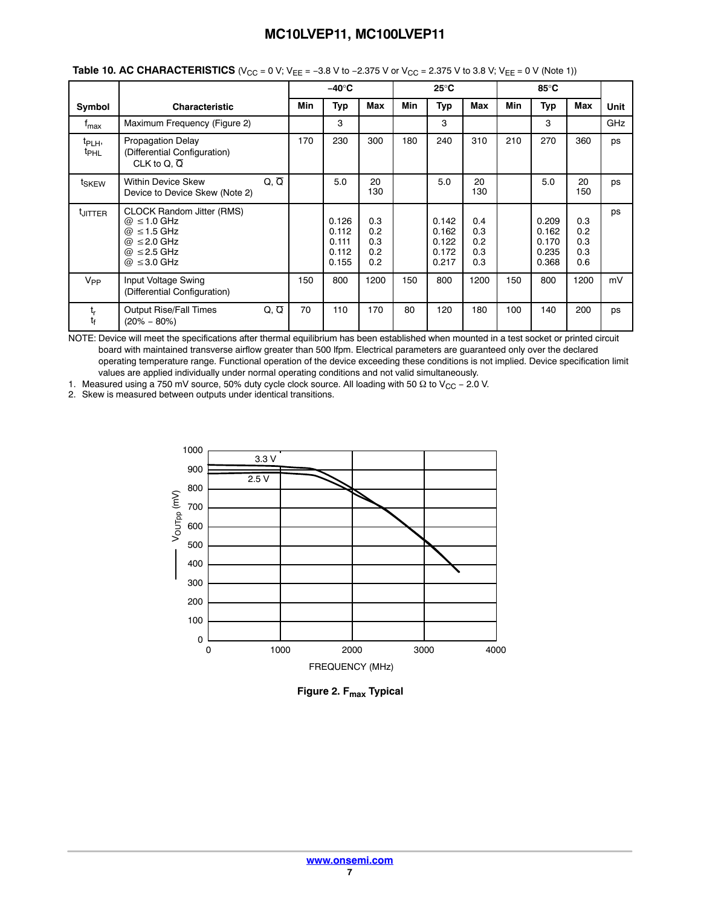**Table 10. AC CHARACTERISTICS** ($V_{CC}$ = 0 V; $V_{EE}$ = −3.8 V to −2.375 V or $V_{CC}$ = 2.375 V to 3.8 V; $V_{EE}$ = 0 V (Note 1))

| Symbol | Characteristic | −40°C | | | 25°C | | | 85°C | | | Unit |
|---|---|---|---|---|---|---|---|---|---|---|---|
| | | Min | Typ | Max | Min | Typ | Max | Min | Typ | Max | |
| $f_{max}$ | Maximum Frequency (Figure 2) | | 3 | | | 3 | | | 3 | | GHz |
| $t_{PLH}$, $t_{PHL}$ | Propagation Delay (Differential Configuration) CLK to Q, $\overline{Q}$ | 170 | 230 | 300 | 180 | 240 | 310 | 210 | 270 | 360 | ps |
| $t_{SKEW}$ | Within Device Skew Q, $\overline{Q}$<br>Device to Device Skew (Note 2) | | 5.0 | 20<br>130 | | 5.0 | 20<br>130 | | 5.0 | 20<br>150 | ps |
| $t_{JITTER}$ | CLOCK Random Jitter (RMS)<br>@ ≤1.0 GHz<br>@ ≤1.5 GHz<br>@ ≤2.0 GHz<br>@ ≤2.5 GHz<br>@ ≤3.0 GHz | | <br>0.126<br>0.112<br>0.111<br>0.112<br>0.155 | <br>0.3<br>0.2<br>0.3<br>0.2<br>0.2 | | <br>0.142<br>0.162<br>0.122<br>0.172<br>0.217 | <br>0.4<br>0.3<br>0.2<br>0.3<br>0.3 | | <br>0.209<br>0.162<br>0.170<br>0.235<br>0.368 | <br>0.3<br>0.2<br>0.3<br>0.3<br>0.6 | ps |
| $V_{PP}$ | Input Voltage Swing (Differential Configuration) | 150 | 800 | 1200 | 150 | 800 | 1200 | 150 | 800 | 1200 | mV |
| $t_r$<br>$t_f$ | Output Rise/Fall Times Q, $\overline{Q}$ (20% − 80%) | 70 | 110 | 170 | 80 | 120 | 180 | 100 | 140 | 200 | ps |

NOTE: Device will meet the specifications after thermal equilibrium has been established when mounted in a test socket or printed circuit board with maintained transverse airflow greater than 500 lfpm. Electrical parameters are guaranteed only over the declared operating temperature range. Functional operation of the device exceeding these conditions is not implied. Device specification limit values are applied individually under normal operating conditions and not valid simultaneously.

1. Measured using a 750 mV source, 50% duty cycle clock source. All loading with 50 Ω to $V_{CC}$ − 2.0 V.
2. Skew is measured between outputs under identical transitions.

**Figure 2. $F_{max}$ Typical**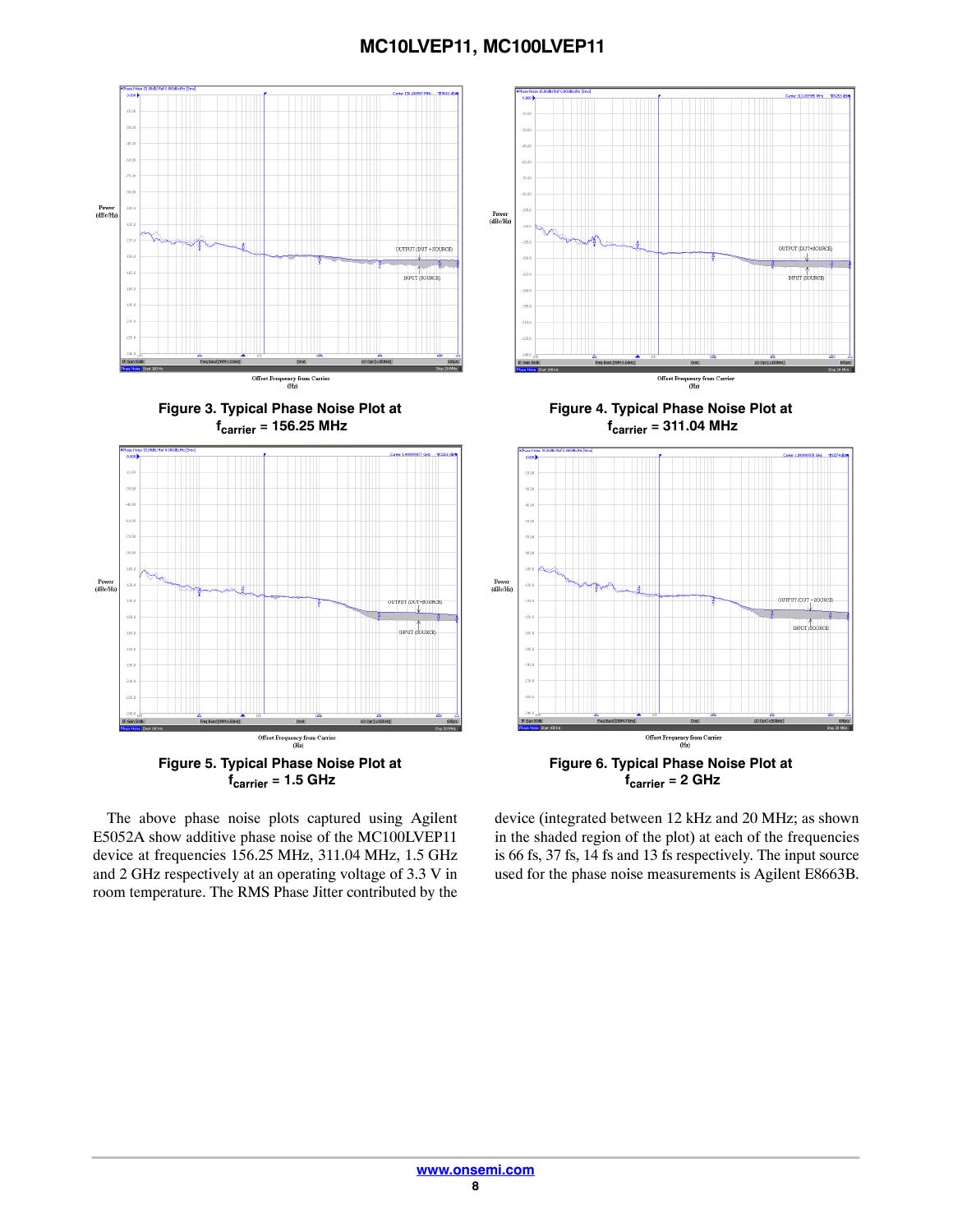Figure 3. Typical Phase Noise Plot at $f_{carrier}$ = 156.25 MHz

Figure 4. Typical Phase Noise Plot at $f_{carrier}$ = 311.04 MHz

Figure 5. Typical Phase Noise Plot at $f_{carrier}$ = 1.5 GHz

Figure 6. Typical Phase Noise Plot at $f_{carrier}$ = 2 GHz

The above phase noise plots captured using Agilent E5052A show additive phase noise of the MC100LVEP11 device at frequencies 156.25 MHz, 311.04 MHz, 1.5 GHz and 2 GHz respectively at an operating voltage of 3.3 V in room temperature. The RMS Phase Jitter contributed by the device (integrated between 12 kHz and 20 MHz; as shown in the shaded region of the plot) at each of the frequencies is 66 fs, 37 fs, 14 fs and 13 fs respectively. The input source used for the phase noise measurements is Agilent E8663B.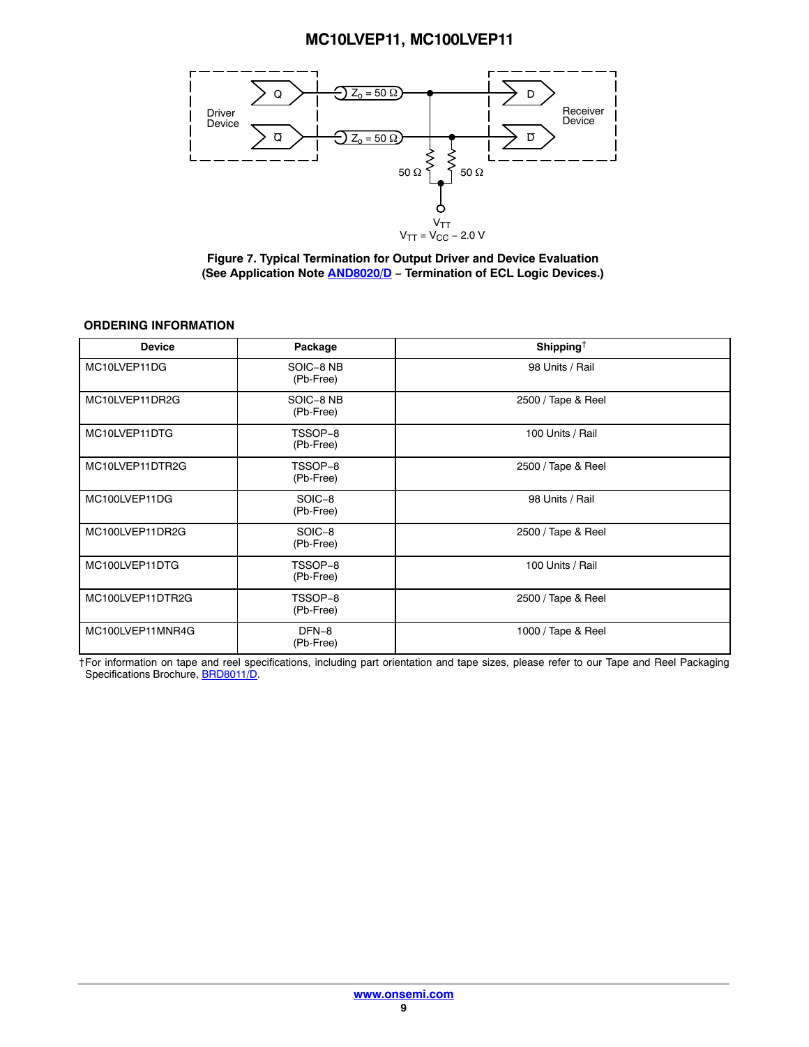Driver Device

Q

$\overline{Q}$

$Z_o = 50\ \Omega$

$Z_o = 50\ \Omega$

D

$\overline{D}$

Receiver Device

50 Ω

50 Ω

$V_{TT}$

$V_{TT} = V_{CC} - 2.0\ V$

**Figure 7. Typical Termination for Output Driver and Device Evaluation (See Application Note AND8020/D – Termination of ECL Logic Devices.)**

## ORDERING INFORMATION

| Device | Package | Shipping† |
|---|---|---|
| MC10LVEP11DG | SOIC−8 NB (Pb-Free) | 98 Units / Rail |
| MC10LVEP11DR2G | SOIC−8 NB (Pb-Free) | 2500 / Tape & Reel |
| MC10LVEP11DTG | TSSOP−8 (Pb-Free) | 100 Units / Rail |
| MC10LVEP11DTR2G | TSSOP−8 (Pb-Free) | 2500 / Tape & Reel |
| MC100LVEP11DG | SOIC−8 (Pb-Free) | 98 Units / Rail |
| MC100LVEP11DR2G | SOIC−8 (Pb-Free) | 2500 / Tape & Reel |
| MC100LVEP11DTG | TSSOP−8 (Pb-Free) | 100 Units / Rail |
| MC100LVEP11DTR2G | TSSOP−8 (Pb-Free) | 2500 / Tape & Reel |
| MC100LVEP11MNR4G | DFN−8 (Pb-Free) | 1000 / Tape & Reel |

†For information on tape and reel specifications, including part orientation and tape sizes, please refer to our Tape and Reel Packaging Specifications Brochure, BRD8011/D.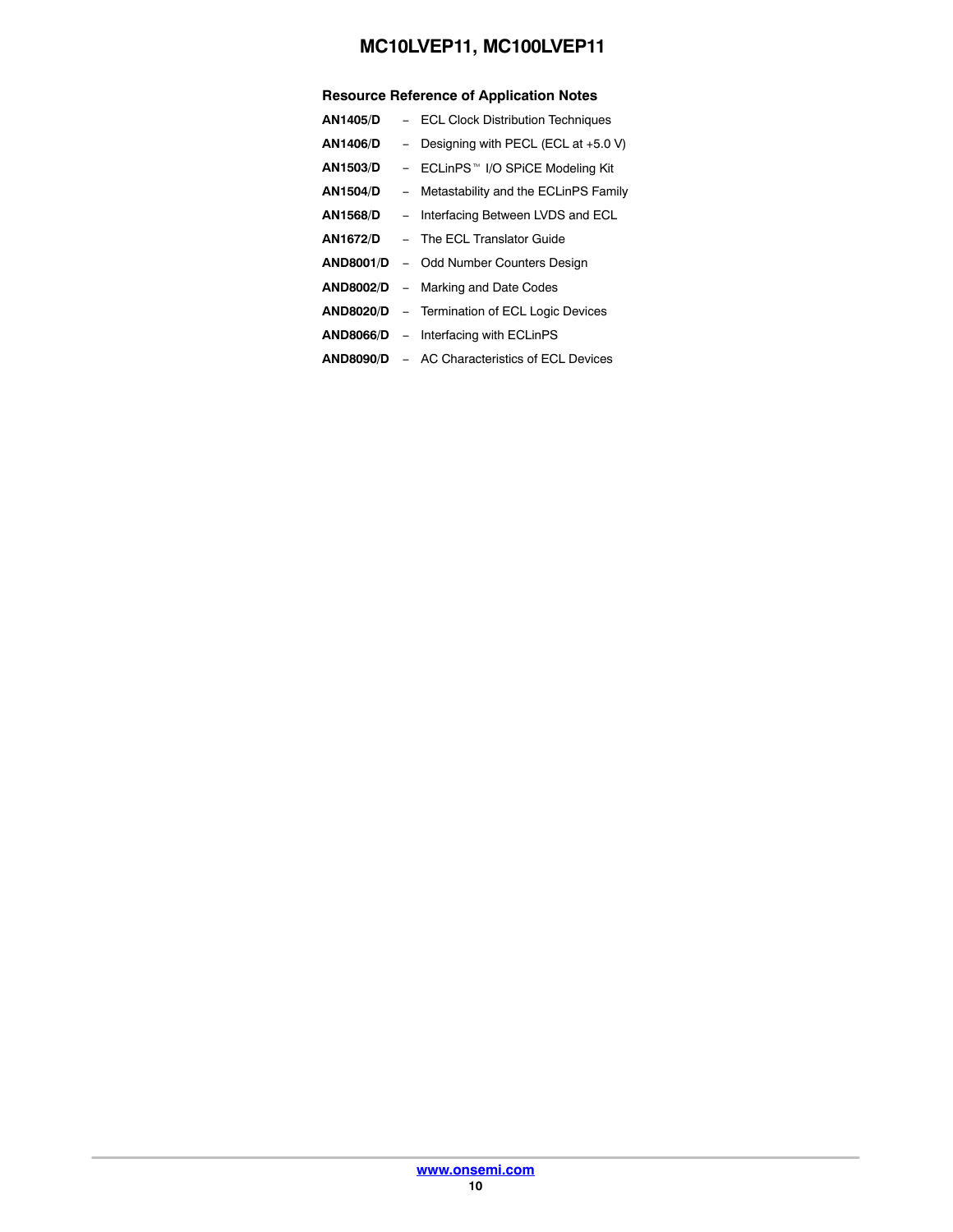### Resource Reference of Application Notes

**AN1405/D** – ECL Clock Distribution Techniques

**AN1406/D** – Designing with PECL (ECL at +5.0 V)

**AN1503/D** – ECLinPS™ I/O SPiCE Modeling Kit

**AN1504/D** – Metastability and the ECLinPS Family

**AN1568/D** – Interfacing Between LVDS and ECL

**AN1672/D** – The ECL Translator Guide

**AND8001/D** – Odd Number Counters Design

**AND8002/D** – Marking and Date Codes

**AND8020/D** – Termination of ECL Logic Devices

**AND8066/D** – Interfacing with ECLinPS

**AND8090/D** – AC Characteristics of ECL Devices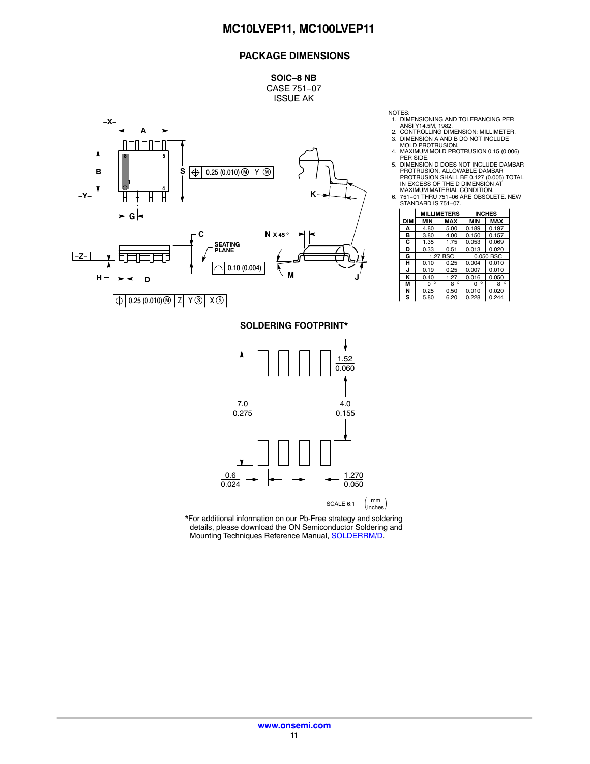## PACKAGE DIMENSIONS

**SOIC−8 NB**
CASE 751−07
ISSUE AK

NOTES:
1. DIMENSIONING AND TOLERANCING PER ANSI Y14.5M, 1982.
2. CONTROLLING DIMENSION: MILLIMETER.
3. DIMENSION A AND B DO NOT INCLUDE MOLD PROTRUSION.
4. MAXIMUM MOLD PROTRUSION 0.15 (0.006) PER SIDE.
5. DIMENSION D DOES NOT INCLUDE DAMBAR PROTRUSION. ALLOWABLE DAMBAR PROTRUSION SHALL BE 0.127 (0.005) TOTAL IN EXCESS OF THE D DIMENSION AT MAXIMUM MATERIAL CONDITION.
6. 751−01 THRU 751−06 ARE OBSOLETE. NEW STANDARD IS 751−07.

| DIM | MILLIMETERS MIN | MILLIMETERS MAX | INCHES MIN | INCHES MAX |
|---|---|---|---|---|
| A | 4.80 | 5.00 | 0.189 | 0.197 |
| B | 3.80 | 4.00 | 0.150 | 0.157 |
| C | 1.35 | 1.75 | 0.053 | 0.069 |
| D | 0.33 | 0.51 | 0.013 | 0.020 |
| G | 1.27 BSC | | 0.050 BSC | |
| H | 0.10 | 0.25 | 0.004 | 0.010 |
| J | 0.19 | 0.25 | 0.007 | 0.010 |
| K | 0.40 | 1.27 | 0.016 | 0.050 |
| M | 0 ° | 8 ° | 0 ° | 8 ° |
| N | 0.25 | 0.50 | 0.010 | 0.020 |
| S | 5.80 | 6.20 | 0.228 | 0.244 |

### SOLDERING FOOTPRINT*

SCALE 6:1 (mm / inches)

*For additional information on our Pb-Free strategy and soldering details, please download the ON Semiconductor Soldering and Mounting Techniques Reference Manual, SOLDERRM/D.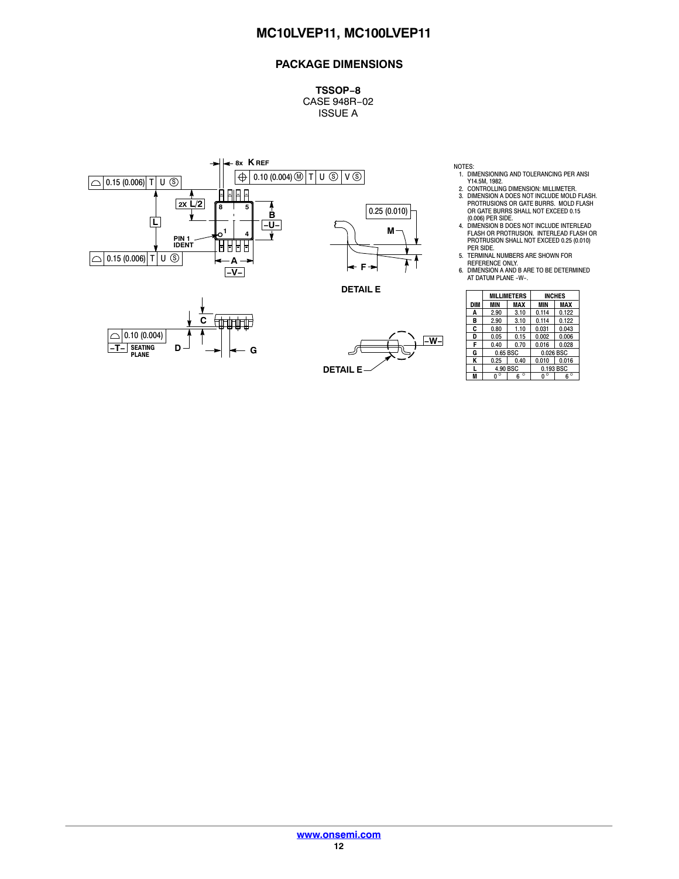## PACKAGE DIMENSIONS

**TSSOP−8**
CASE 948R−02
ISSUE A

NOTES:
1. DIMENSIONING AND TOLERANCING PER ANSI Y14.5M, 1982.
2. CONTROLLING DIMENSION: MILLIMETER.
3. DIMENSION A DOES NOT INCLUDE MOLD FLASH. PROTRUSIONS OR GATE BURRS. MOLD FLASH OR GATE BURRS SHALL NOT EXCEED 0.15 (0.006) PER SIDE.
4. DIMENSION B DOES NOT INCLUDE INTERLEAD FLASH OR PROTRUSION. INTERLEAD FLASH OR PROTRUSION SHALL NOT EXCEED 0.25 (0.010) PER SIDE.
5. TERMINAL NUMBERS ARE SHOWN FOR REFERENCE ONLY.
6. DIMENSION A AND B ARE TO BE DETERMINED AT DATUM PLANE -W-.

| DIM | MILLIMETERS | | INCHES | |
|---|---|---|---|---|
| | MIN | MAX | MIN | MAX |
| A | 2.90 | 3.10 | 0.114 | 0.122 |
| B | 2.90 | 3.10 | 0.114 | 0.122 |
| C | 0.80 | 1.10 | 0.031 | 0.043 |
| D | 0.05 | 0.15 | 0.002 | 0.006 |
| F | 0.40 | 0.70 | 0.016 | 0.028 |
| G | 0.65 BSC | | 0.026 BSC | |
| K | 0.25 | 0.40 | 0.010 | 0.016 |
| L | 4.90 BSC | | 0.193 BSC | |
| M | 0° | 6° | 0° | 6° |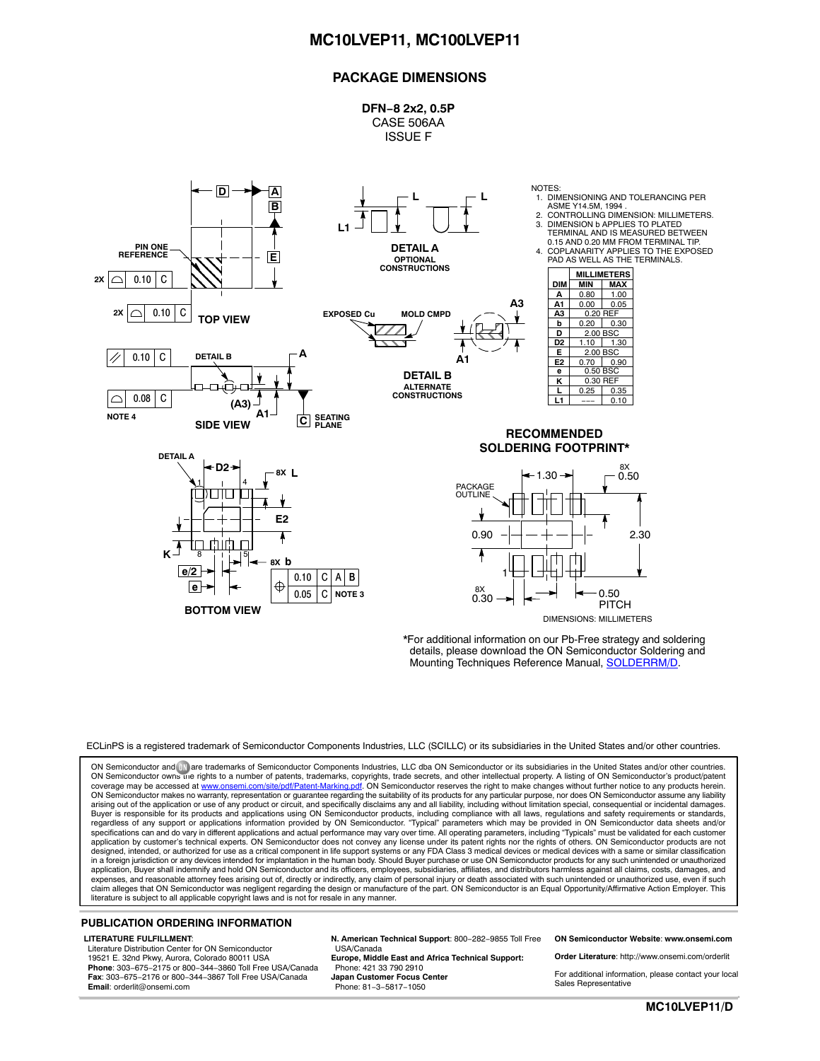## PACKAGE DIMENSIONS

**DFN−8 2x2, 0.5P**
CASE 506AA
ISSUE F

NOTES:
1. DIMENSIONING AND TOLERANCING PER ASME Y14.5M, 1994 .
2. CONTROLLING DIMENSION: MILLIMETERS.
3. DIMENSION b APPLIES TO PLATED TERMINAL AND IS MEASURED BETWEEN 0.15 AND 0.20 MM FROM TERMINAL TIP.
4. COPLANARITY APPLIES TO THE EXPOSED PAD AS WELL AS THE TERMINALS.

| DIM | MILLIMETERS MIN | MAX |
|---|---|---|
| A | 0.80 | 1.00 |
| A1 | 0.00 | 0.05 |
| A3 | 0.20 REF | |
| b | 0.20 | 0.30 |
| D | 2.00 BSC | |
| D2 | 1.10 | 1.30 |
| E | 2.00 BSC | |
| E2 | 0.70 | 0.90 |
| e | 0.50 BSC | |
| K | 0.30 REF | |
| L | 0.25 | 0.35 |
| L1 | --- | 0.10 |

TOP VIEW
PIN ONE REFERENCE
2X 0.10 C
2X 0.10 C

DETAIL A
OPTIONAL CONSTRUCTIONS

DETAIL B
ALTERNATE CONSTRUCTIONS
EXPOSED Cu
MOLD CMPD

SIDE VIEW
0.10 C
0.08 C
NOTE 4
SEATING PLANE

BOTTOM VIEW
8X L
8X b
0.10 C A B
0.05 C NOTE 3

### RECOMMENDED SOLDERING FOOTPRINT*

PACKAGE OUTLINE
1.30
8X 0.50
0.90
2.30
8X 0.30
0.50 PITCH
DIMENSIONS: MILLIMETERS

*For additional information on our Pb-Free strategy and soldering details, please download the ON Semiconductor Soldering and Mounting Techniques Reference Manual, SOLDERRM/D.

ECLinPS is a registered trademark of Semiconductor Components Industries, LLC (SCILLC) or its subsidiaries in the United States and/or other countries.

ON Semiconductor and ON are trademarks of Semiconductor Components Industries, LLC dba ON Semiconductor or its subsidiaries in the United States and/or other countries. ON Semiconductor owns the rights to a number of patents, trademarks, copyrights, trade secrets, and other intellectual property. A listing of ON Semiconductor's product/patent coverage may be accessed at www.onsemi.com/site/pdf/Patent-Marking.pdf. ON Semiconductor reserves the right to make changes without further notice to any products herein. ON Semiconductor makes no warranty, representation or guarantee regarding the suitability of its products for any particular purpose, nor does ON Semiconductor assume any liability arising out of the application or use of any product or circuit, and specifically disclaims any and all liability, including without limitation special, consequential or incidental damages. Buyer is responsible for its products and applications using ON Semiconductor products, including compliance with all laws, regulations and safety requirements or standards, regardless of any support or applications information provided by ON Semiconductor. "Typical" parameters which may be provided in ON Semiconductor data sheets and/or specifications can and do vary in different applications and actual performance may vary over time. All operating parameters, including "Typicals" must be validated for each customer application by customer's technical experts. ON Semiconductor does not convey any license under its patent rights nor the rights of others. ON Semiconductor products are not designed, intended, or authorized for use as a critical component in life support systems or any FDA Class 3 medical devices or medical devices with a same or similar classification in a foreign jurisdiction or any devices intended for implantation in the human body. Should Buyer purchase or use ON Semiconductor products for any such unintended or unauthorized application, Buyer shall indemnify and hold ON Semiconductor and its officers, employees, subsidiaries, affiliates, and distributors harmless against all claims, costs, damages, and expenses, and reasonable attorney fees arising out of, directly or indirectly, any claim of personal injury or death associated with such unintended or unauthorized use, even if such claim alleges that ON Semiconductor was negligent regarding the design or manufacture of the part. ON Semiconductor is an Equal Opportunity/Affirmative Action Employer. This literature is subject to all applicable copyright laws and is not for resale in any manner.

## PUBLICATION ORDERING INFORMATION

**LITERATURE FULFILLMENT**:
Literature Distribution Center for ON Semiconductor
19521 E. 32nd Pkwy, Aurora, Colorado 80011 USA
**Phone**: 303−675−2175 or 800−344−3860 Toll Free USA/Canada
**Fax**: 303−675−2176 or 800−344−3867 Toll Free USA/Canada
**Email**: orderlit@onsemi.com

**N. American Technical Support**: 800−282−9855 Toll Free USA/Canada
**Europe, Middle East and Africa Technical Support:**
Phone: 421 33 790 2910
**Japan Customer Focus Center**
Phone: 81−3−5817−1050

**ON Semiconductor Website**: **www.onsemi.com**

**Order Literature**: http://www.onsemi.com/orderlit

For additional information, please contact your local Sales Representative

**MC10LVEP11/D**